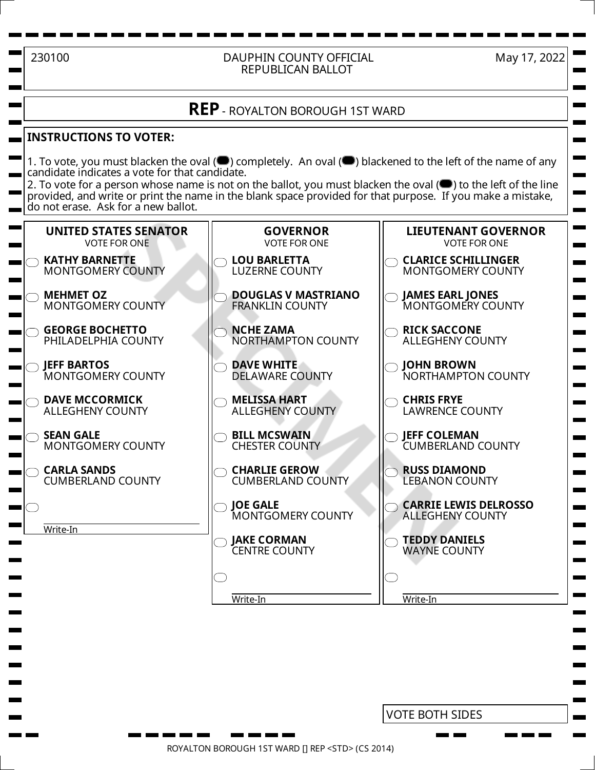230100

DAUPHIN COUNTY OFFICIAL
REPUBLICAN BALLOT

May 17, 2022

# **REP** - ROYALTON BOROUGH 1ST WARD

**INSTRUCTIONS TO VOTER:**

1. To vote, you must blacken the oval (⬬) completely. An oval (⬬) blackened to the left of the name of any candidate indicates a vote for that candidate.
2. To vote for a person whose name is not on the ballot, you must blacken the oval (⬬) to the left of the line provided, and write or print the name in the blank space provided for that purpose. If you make a mistake, do not erase. Ask for a new ballot.

## UNITED STATES SENATOR
VOTE FOR ONE

- **KATHY BARNETTE** MONTGOMERY COUNTY
- **MEHMET OZ** MONTGOMERY COUNTY
- **GEORGE BOCHETTO** PHILADELPHIA COUNTY
- **JEFF BARTOS** MONTGOMERY COUNTY
- **DAVE MCCORMICK** ALLEGHENY COUNTY
- **SEAN GALE** MONTGOMERY COUNTY
- **CARLA SANDS** CUMBERLAND COUNTY
- Write-In

## GOVERNOR
VOTE FOR ONE

- **LOU BARLETTA** LUZERNE COUNTY
- **DOUGLAS V MASTRIANO** FRANKLIN COUNTY
- **NCHE ZAMA** NORTHAMPTON COUNTY
- **DAVE WHITE** DELAWARE COUNTY
- **MELISSA HART** ALLEGHENY COUNTY
- **BILL MCSWAIN** CHESTER COUNTY
- **CHARLIE GEROW** CUMBERLAND COUNTY
- **JOE GALE** MONTGOMERY COUNTY
- **JAKE CORMAN** CENTRE COUNTY
- Write-In

## LIEUTENANT GOVERNOR
VOTE FOR ONE

- **CLARICE SCHILLINGER** MONTGOMERY COUNTY
- **JAMES EARL JONES** MONTGOMERY COUNTY
- **RICK SACCONE** ALLEGHENY COUNTY
- **JOHN BROWN** NORTHAMPTON COUNTY
- **CHRIS FRYE** LAWRENCE COUNTY
- **JEFF COLEMAN** CUMBERLAND COUNTY
- **RUSS DIAMOND** LEBANON COUNTY
- **CARRIE LEWIS DELROSSO** ALLEGHENY COUNTY
- **TEDDY DANIELS** WAYNE COUNTY
- Write-In

VOTE BOTH SIDES

ROYALTON BOROUGH 1ST WARD [] REP <STD> (CS 2014)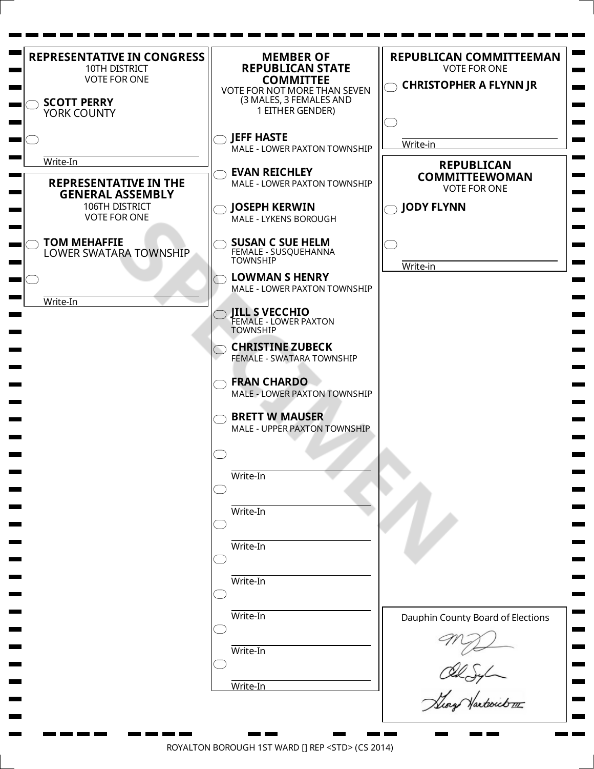## REPRESENTATIVE IN CONGRESS
10TH DISTRICT
VOTE FOR ONE

- **SCOTT PERRY**
  YORK COUNTY
- Write-In

## REPRESENTATIVE IN THE GENERAL ASSEMBLY
106TH DISTRICT
VOTE FOR ONE

- **TOM MEHAFFIE**
  LOWER SWATARA TOWNSHIP
- Write-In

## MEMBER OF REPUBLICAN STATE COMMITTEE
VOTE FOR NOT MORE THAN SEVEN
(3 MALES, 3 FEMALES AND
1 EITHER GENDER)

- **JEFF HASTE**
  MALE - LOWER PAXTON TOWNSHIP
- **EVAN REICHLEY**
  MALE - LOWER PAXTON TOWNSHIP
- **JOSEPH KERWIN**
  MALE - LYKENS BOROUGH
- **SUSAN C SUE HELM**
  FEMALE - SUSQUEHANNA TOWNSHIP
- **LOWMAN S HENRY**
  MALE - LOWER PAXTON TOWNSHIP
- **JILL S VECCHIO**
  FEMALE - LOWER PAXTON TOWNSHIP
- **CHRISTINE ZUBECK**
  FEMALE - SWATARA TOWNSHIP
- **FRAN CHARDO**
  MALE - LOWER PAXTON TOWNSHIP
- **BRETT W MAUSER**
  MALE - UPPER PAXTON TOWNSHIP
- Write-In
- Write-In
- Write-In
- Write-In
- Write-In
- Write-In
- Write-In

## REPUBLICAN COMMITTEEMAN
VOTE FOR ONE

- **CHRISTOPHER A FLYNN JR**
- Write-in

## REPUBLICAN COMMITTEEWOMAN
VOTE FOR ONE

- **JODY FLYNN**
- Write-in

Dauphin County Board of Elections

SPECIMEN

ROYALTON BOROUGH 1ST WARD [] REP <STD> (CS 2014)